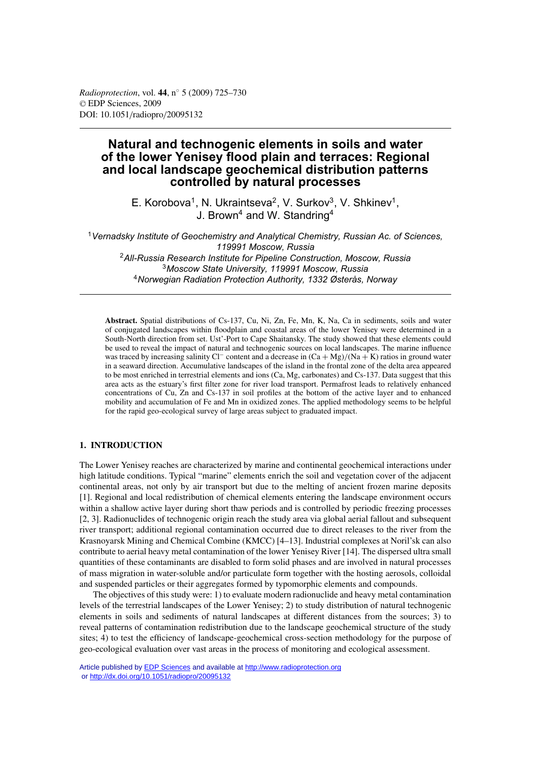Radioprotection, vol. 44, n° 5 (2009) 725–730
© EDP Sciences, 2009
DOI: 10.1051/radiopro/20095132

# Natural and technogenic elements in soils and water of the lower Yenisey flood plain and terraces: Regional and local landscape geochemical distribution patterns controlled by natural processes

E. Korobova[1], N. Ukraintseva[2], V. Surkov[3], V. Shkinev[1], J. Brown[4] and W. Standring[4]

[1]*Vernadsky Institute of Geochemistry and Analytical Chemistry, Russian Ac. of Sciences, 119991 Moscow, Russia*
[2]*All-Russia Research Institute for Pipeline Construction, Moscow, Russia*
[3]*Moscow State University, 119991 Moscow, Russia*
[4]*Norwegian Radiation Protection Authority, 1332 Østerås, Norway*

**Abstract.** Spatial distributions of Cs-137, Cu, Ni, Zn, Fe, Mn, K, Na, Ca in sediments, soils and water of conjugated landscapes within floodplain and coastal areas of the lower Yenisey were determined in a South-North direction from set. Ust'-Port to Cape Shaitansky. The study showed that these elements could be used to reveal the impact of natural and technogenic sources on local landscapes. The marine influence was traced by increasing salinity $Cl^-$ content and a decrease in $(Ca + Mg)/(Na + K)$ ratios in ground water in a seaward direction. Accumulative landscapes of the island in the frontal zone of the delta area appeared to be most enriched in terrestrial elements and ions (Ca, Mg, carbonates) and Cs-137. Data suggest that this area acts as the estuary's first filter zone for river load transport. Permafrost leads to relatively enhanced concentrations of Cu, Zn and Cs-137 in soil profiles at the bottom of the active layer and to enhanced mobility and accumulation of Fe and Mn in oxidized zones. The applied methodology seems to be helpful for the rapid geo-ecological survey of large areas subject to graduated impact.

## 1. INTRODUCTION

The Lower Yenisey reaches are characterized by marine and continental geochemical interactions under high latitude conditions. Typical "marine" elements enrich the soil and vegetation cover of the adjacent continental areas, not only by air transport but due to the melting of ancient frozen marine deposits [1]. Regional and local redistribution of chemical elements entering the landscape environment occurs within a shallow active layer during short thaw periods and is controlled by periodic freezing processes [2, 3]. Radionuclides of technogenic origin reach the study area via global aerial fallout and subsequent river transport; additional regional contamination occurred due to direct releases to the river from the Krasnoyarsk Mining and Chemical Combine (KMCC) [4–13]. Industrial complexes at Noril'sk can also contribute to aerial heavy metal contamination of the lower Yenisey River [14]. The dispersed ultra small quantities of these contaminants are disabled to form solid phases and are involved in natural processes of mass migration in water-soluble and/or particulate form together with the hosting aerosols, colloidal and suspended particles or their aggregates formed by typomorphic elements and compounds.

The objectives of this study were: 1) to evaluate modern radionuclide and heavy metal contamination levels of the terrestrial landscapes of the Lower Yenisey; 2) to study distribution of natural technogenic elements in soils and sediments of natural landscapes at different distances from the sources; 3) to reveal patterns of contamination redistribution due to the landscape geochemical structure of the study sites; 4) to test the efficiency of landscape-geochemical cross-section methodology for the purpose of geo-ecological evaluation over vast areas in the process of monitoring and ecological assessment.

Article published by EDP Sciences and available at http://www.radioprotection.org or http://dx.doi.org/10.1051/radiopro/20095132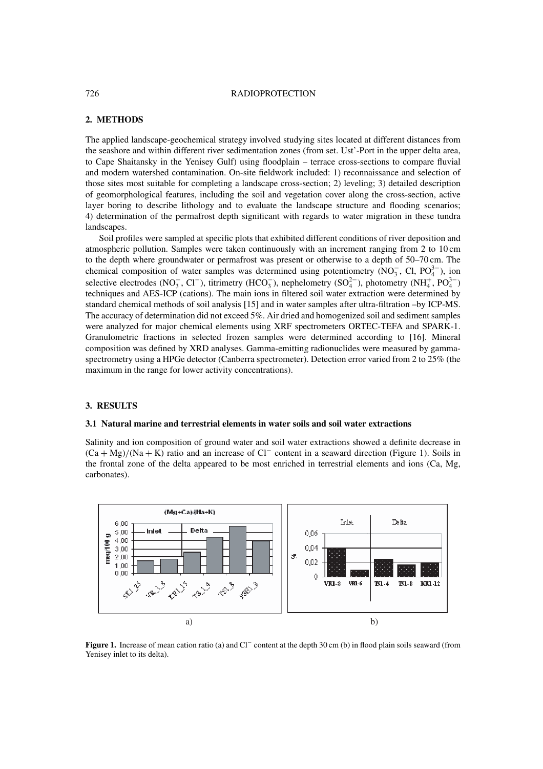## 2. METHODS

The applied landscape-geochemical strategy involved studying sites located at different distances from the seashore and within different river sedimentation zones (from set. Ust'-Port in the upper delta area, to Cape Shaitansky in the Yenisey Gulf) using floodplain – terrace cross-sections to compare fluvial and modern watershed contamination. On-site fieldwork included: 1) reconnaissance and selection of those sites most suitable for completing a landscape cross-section; 2) leveling; 3) detailed description of geomorphological features, including the soil and vegetation cover along the cross-section, active layer boring to describe lithology and to evaluate the landscape structure and flooding scenarios; 4) determination of the permafrost depth significant with regards to water migration in these tundra landscapes.

Soil profiles were sampled at specific plots that exhibited different conditions of river deposition and atmospheric pollution. Samples were taken continuously with an increment ranging from 2 to 10 cm to the depth where groundwater or permafrost was present or otherwise to a depth of 50–70 cm. The chemical composition of water samples was determined using potentiometry ($NO_3^-$, Cl, $PO_4^{3-}$), ion selective electrodes ($NO_3^-$, $Cl^-$), titrimetry ($HCO_3^-$), nephelometry ($SO_4^{2-}$), photometry ($NH_4^+$, $PO_4^{3-}$) techniques and AES-ICP (cations). The main ions in filtered soil water extraction were determined by standard chemical methods of soil analysis [15] and in water samples after ultra-filtration –by ICP-MS. The accuracy of determination did not exceed 5%. Air dried and homogenized soil and sediment samples were analyzed for major chemical elements using XRF spectrometers ORTEC-TEFA and SPARK-1. Granulometric fractions in selected frozen samples were determined according to [16]. Mineral composition was defined by XRD analyses. Gamma-emitting radionuclides were measured by gamma-spectrometry using a HPGe detector (Canberra spectrometer). Detection error varied from 2 to 25% (the maximum in the range for lower activity concentrations).

## 3. RESULTS

### 3.1 Natural marine and terrestrial elements in water soils and soil water extractions

Salinity and ion composition of ground water and soil water extractions showed a definite decrease in $(Ca + Mg)/(Na + K)$ ratio and an increase of $Cl^-$ content in a seaward direction (Figure 1). Soils in the frontal zone of the delta appeared to be most enriched in terrestrial elements and ions (Ca, Mg, carbonates).

**Figure 1.** Increase of mean cation ratio (a) and $Cl^-$ content at the depth 30 cm (b) in flood plain soils seaward (from Yenisey inlet to its delta).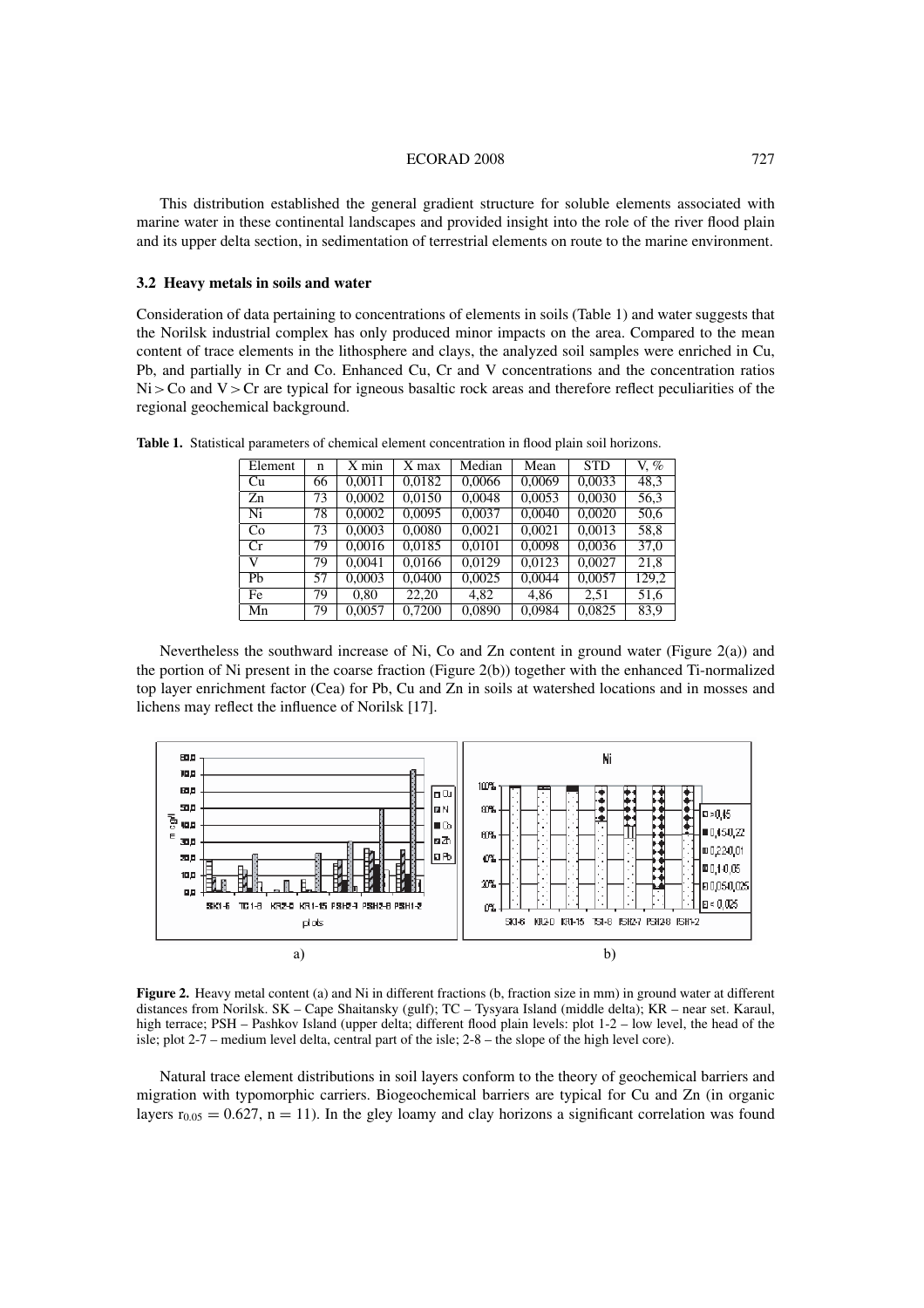This distribution established the general gradient structure for soluble elements associated with marine water in these continental landscapes and provided insight into the role of the river flood plain and its upper delta section, in sedimentation of terrestrial elements on route to the marine environment.

### 3.2 Heavy metals in soils and water

Consideration of data pertaining to concentrations of elements in soils (Table 1) and water suggests that the Norilsk industrial complex has only produced minor impacts on the area. Compared to the mean content of trace elements in the lithosphere and clays, the analyzed soil samples were enriched in Cu, Pb, and partially in Cr and Co. Enhanced Cu, Cr and V concentrations and the concentration ratios Ni > Co and V > Cr are typical for igneous basaltic rock areas and therefore reflect peculiarities of the regional geochemical background.

**Table 1.** Statistical parameters of chemical element concentration in flood plain soil horizons.

| Element | n | X min | X max | Median | Mean | STD | V, % |
|---|---|---|---|---|---|---|---|
| Cu | 66 | 0,0011 | 0,0182 | 0,0066 | 0,0069 | 0,0033 | 48,3 |
| Zn | 73 | 0,0002 | 0,0150 | 0,0048 | 0,0053 | 0,0030 | 56,3 |
| Ni | 78 | 0,0002 | 0,0095 | 0,0037 | 0,0040 | 0,0020 | 50,6 |
| Co | 73 | 0,0003 | 0,0080 | 0,0021 | 0,0021 | 0,0013 | 58,8 |
| Cr | 79 | 0,0016 | 0,0185 | 0,0101 | 0,0098 | 0,0036 | 37,0 |
| V | 79 | 0,0041 | 0,0166 | 0,0129 | 0,0123 | 0,0027 | 21,8 |
| Pb | 57 | 0,0003 | 0,0400 | 0,0025 | 0,0044 | 0,0057 | 129,2 |
| Fe | 79 | 0,80 | 22,20 | 4,82 | 4,86 | 2,51 | 51,6 |
| Mn | 79 | 0,0057 | 0,7200 | 0,0890 | 0,0984 | 0,0825 | 83,9 |

Nevertheless the southward increase of Ni, Co and Zn content in ground water (Figure 2(a)) and the portion of Ni present in the coarse fraction (Figure 2(b)) together with the enhanced Ti-normalized top layer enrichment factor (Cea) for Pb, Cu and Zn in soils at watershed locations and in mosses and lichens may reflect the influence of Norilsk [17].

**Figure 2.** Heavy metal content (a) and Ni in different fractions (b, fraction size in mm) in ground water at different distances from Norilsk. SK – Cape Shaitansky (gulf); TC – Tysyara Island (middle delta); KR – near set. Karaul, high terrace; PSH – Pashkov Island (upper delta; different flood plain levels: plot 1-2 – low level, the head of the isle; plot 2-7 – medium level delta, central part of the isle; 2-8 – the slope of the high level core).

Natural trace element distributions in soil layers conform to the theory of geochemical barriers and migration with typomorphic carriers. Biogeochemical barriers are typical for Cu and Zn (in organic layers $r_{0.05} = 0.627$, n = 11). In the gley loamy and clay horizons a significant correlation was found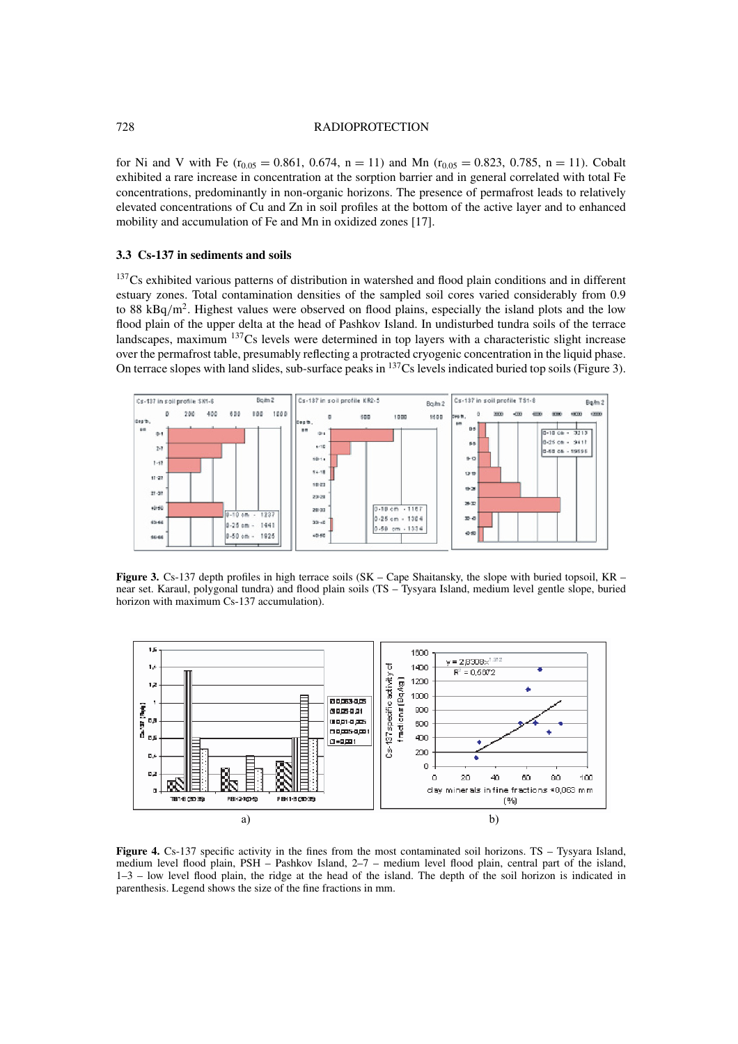for Ni and V with Fe ($r_{0.05} = 0.861$, $0.674$, $n = 11$) and Mn ($r_{0.05} = 0.823$, $0.785$, $n = 11$). Cobalt exhibited a rare increase in concentration at the sorption barrier and in general correlated with total Fe concentrations, predominantly in non-organic horizons. The presence of permafrost leads to relatively elevated concentrations of Cu and Zn in soil profiles at the bottom of the active layer and to enhanced mobility and accumulation of Fe and Mn in oxidized zones [17].

### 3.3 Cs-137 in sediments and soils

$^{137}$Cs exhibited various patterns of distribution in watershed and flood plain conditions and in different estuary zones. Total contamination densities of the sampled soil cores varied considerably from 0.9 to 88 kBq/m$^2$. Highest values were observed on flood plains, especially the island plots and the low flood plain of the upper delta at the head of Pashkov Island. In undisturbed tundra soils of the terrace landscapes, maximum $^{137}$Cs levels were determined in top layers with a characteristic slight increase over the permafrost table, presumably reflecting a protracted cryogenic concentration in the liquid phase. On terrace slopes with land slides, sub-surface peaks in $^{137}$Cs levels indicated buried top soils (Figure 3).

**Figure 3.** Cs-137 depth profiles in high terrace soils (SK – Cape Shaitansky, the slope with buried topsoil, KR – near set. Karaul, polygonal tundra) and flood plain soils (TS – Tysyara Island, medium level gentle slope, buried horizon with maximum Cs-137 accumulation).

**Figure 4.** Cs-137 specific activity in the fines from the most contaminated soil horizons. TS – Tysyara Island, medium level flood plain, PSH – Pashkov Island, 2–7 – medium level flood plain, central part of the island, 1–3 – low level flood plain, the ridge at the head of the island. The depth of the soil horizon is indicated in parenthesis. Legend shows the size of the fine fractions in mm.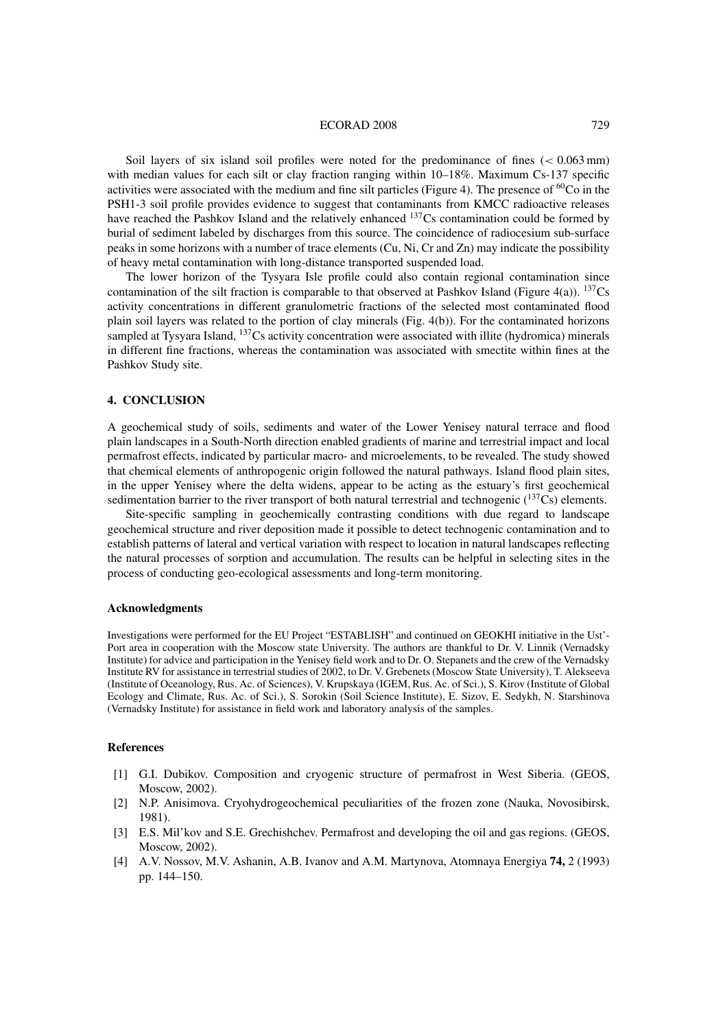Soil layers of six island soil profiles were noted for the predominance of fines ($< 0.063$ mm) with median values for each silt or clay fraction ranging within 10–18%. Maximum Cs-137 specific activities were associated with the medium and fine silt particles (Figure 4). The presence of $^{60}$Co in the PSH1-3 soil profile provides evidence to suggest that contaminants from KMCC radioactive releases have reached the Pashkov Island and the relatively enhanced $^{137}$Cs contamination could be formed by burial of sediment labeled by discharges from this source. The coincidence of radiocesium sub-surface peaks in some horizons with a number of trace elements (Cu, Ni, Cr and Zn) may indicate the possibility of heavy metal contamination with long-distance transported suspended load.

The lower horizon of the Tysyara Isle profile could also contain regional contamination since contamination of the silt fraction is comparable to that observed at Pashkov Island (Figure 4(a)). $^{137}$Cs activity concentrations in different granulometric fractions of the selected most contaminated flood plain soil layers was related to the portion of clay minerals (Fig. 4(b)). For the contaminated horizons sampled at Tysyara Island, $^{137}$Cs activity concentration were associated with illite (hydromica) minerals in different fine fractions, whereas the contamination was associated with smectite within fines at the Pashkov Study site.

## 4. CONCLUSION

A geochemical study of soils, sediments and water of the Lower Yenisey natural terrace and flood plain landscapes in a South-North direction enabled gradients of marine and terrestrial impact and local permafrost effects, indicated by particular macro- and microelements, to be revealed. The study showed that chemical elements of anthropogenic origin followed the natural pathways. Island flood plain sites, in the upper Yenisey where the delta widens, appear to be acting as the estuary's first geochemical sedimentation barrier to the river transport of both natural terrestrial and technogenic ($^{137}$Cs) elements.

Site-specific sampling in geochemically contrasting conditions with due regard to landscape geochemical structure and river deposition made it possible to detect technogenic contamination and to establish patterns of lateral and vertical variation with respect to location in natural landscapes reflecting the natural processes of sorption and accumulation. The results can be helpful in selecting sites in the process of conducting geo-ecological assessments and long-term monitoring.

### Acknowledgments

Investigations were performed for the EU Project "ESTABLISH" and continued on GEOKHI initiative in the Ust'-Port area in cooperation with the Moscow state University. The authors are thankful to Dr. V. Linnik (Vernadsky Institute) for advice and participation in the Yenisey field work and to Dr. O. Stepanets and the crew of the Vernadsky Institute RV for assistance in terrestrial studies of 2002, to Dr. V. Grebenets (Moscow State University), T. Alekseeva (Institute of Oceanology, Rus. Ac. of Sciences), V. Krupskaya (IGEM, Rus. Ac. of Sci.), S. Kirov (Institute of Global Ecology and Climate, Rus. Ac. of Sci.), S. Sorokin (Soil Science Institute), E. Sizov, E. Sedykh, N. Starshinova (Vernadsky Institute) for assistance in field work and laboratory analysis of the samples.

### References

[1] G.I. Dubikov. Composition and cryogenic structure of permafrost in West Siberia. (GEOS, Moscow, 2002).

[2] N.P. Anisimova. Cryohydrogeochemical peculiarities of the frozen zone (Nauka, Novosibirsk, 1981).

[3] E.S. Mil'kov and S.E. Grechishchev. Permafrost and developing the oil and gas regions. (GEOS, Moscow, 2002).

[4] A.V. Nossov, M.V. Ashanin, A.B. Ivanov and A.M. Martynova, Atomnaya Energiya **74,** 2 (1993) pp. 144–150.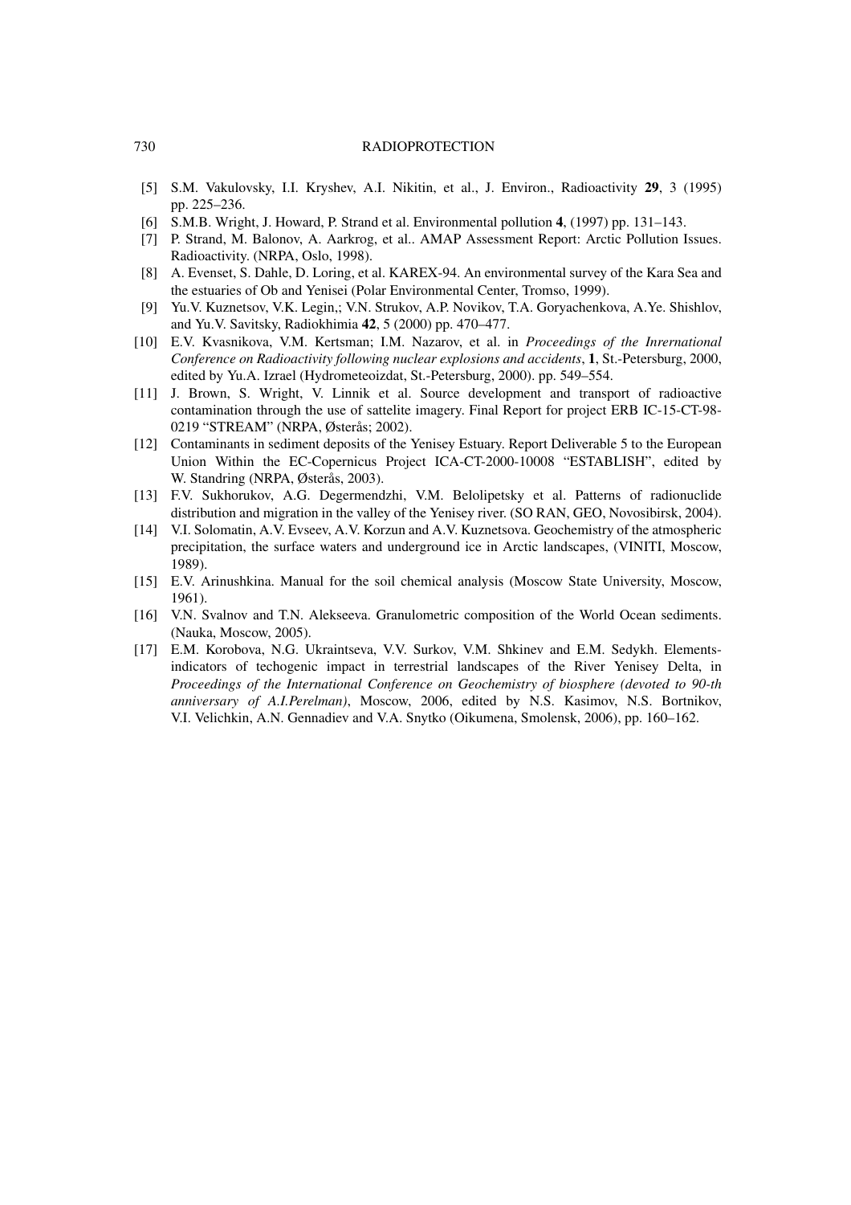[5] S.M. Vakulovsky, I.I. Kryshev, A.I. Nikitin, et al., J. Environ., Radioactivity **29**, 3 (1995) pp. 225–236.

[6] S.M.B. Wright, J. Howard, P. Strand et al. Environmental pollution **4**, (1997) pp. 131–143.

[7] P. Strand, M. Balonov, A. Aarkrog, et al.. AMAP Assessment Report: Arctic Pollution Issues. Radioactivity. (NRPA, Oslo, 1998).

[8] A. Evenset, S. Dahle, D. Loring, et al. KAREX-94. An environmental survey of the Kara Sea and the estuaries of Ob and Yenisei (Polar Environmental Center, Tromso, 1999).

[9] Yu.V. Kuznetsov, V.K. Legin,; V.N. Strukov, A.P. Novikov, T.A. Goryachenkova, A.Ye. Shishlov, and Yu.V. Savitsky, Radiokhimia **42**, 5 (2000) pp. 470–477.

[10] E.V. Kvasnikova, V.M. Kertsman; I.M. Nazarov, et al. in *Proceedings of the Inrernational Conference on Radioactivity following nuclear explosions and accidents*, **1**, St.-Petersburg, 2000, edited by Yu.A. Izrael (Hydrometeoizdat, St.-Petersburg, 2000). pp. 549–554.

[11] J. Brown, S. Wright, V. Linnik et al. Source development and transport of radioactive contamination through the use of sattelite imagery. Final Report for project ERB IC-15-CT-98-0219 "STREAM" (NRPA, Østerås; 2002).

[12] Contaminants in sediment deposits of the Yenisey Estuary. Report Deliverable 5 to the European Union Within the EC-Copernicus Project ICA-CT-2000-10008 "ESTABLISH", edited by W. Standring (NRPA, Østerås, 2003).

[13] F.V. Sukhorukov, A.G. Degermendzhi, V.M. Belolipetsky et al. Patterns of radionuclide distribution and migration in the valley of the Yenisey river. (SO RAN, GEO, Novosibirsk, 2004).

[14] V.I. Solomatin, A.V. Evseev, A.V. Korzun and A.V. Kuznetsova. Geochemistry of the atmospheric precipitation, the surface waters and underground ice in Arctic landscapes, (VINITI, Moscow, 1989).

[15] E.V. Arinushkina. Manual for the soil chemical analysis (Moscow State University, Moscow, 1961).

[16] V.N. Svalnov and T.N. Alekseeva. Granulometric composition of the World Ocean sediments. (Nauka, Moscow, 2005).

[17] E.M. Korobova, N.G. Ukraintseva, V.V. Surkov, V.M. Shkinev and E.M. Sedykh. Elements-indicators of techogenic impact in terrestrial landscapes of the River Yenisey Delta, in *Proceedings of the International Conference on Geochemistry of biosphere (devoted to 90-th anniversary of A.I.Perelman)*, Moscow, 2006, edited by N.S. Kasimov, N.S. Bortnikov, V.I. Velichkin, A.N. Gennadiev and V.A. Snytko (Oikumena, Smolensk, 2006), pp. 160–162.